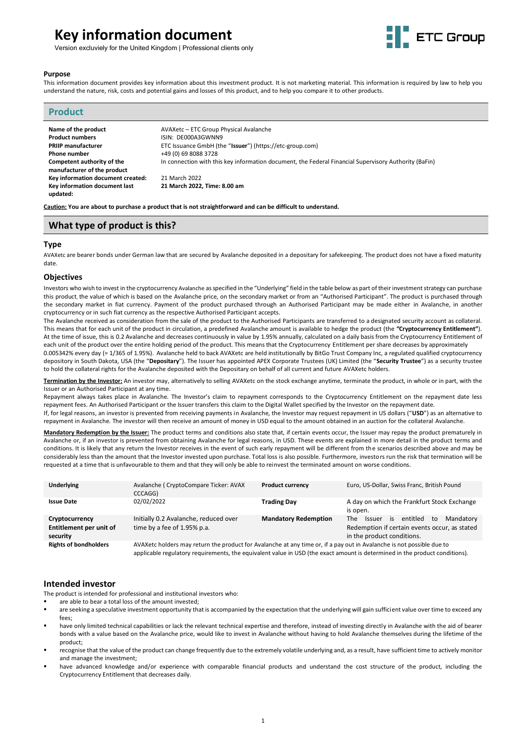# Key information document

Version excluviely for the United Kingdom | Professional clients only

### Purpose

This information document provides key information about this investment product. It is not marketing material. This information is required by law to help you understand the nature, risk, costs and potential gains and losses of this product, and to help you compare it to other products.

## Product

| | |
|---|---|
| **Name of the product** | AVAXetc – ETC Group Physical Avalanche |
| **Product numbers** | ISIN: DE000A3GWNN9 |
| **PRIIP manufacturer** | ETC Issuance GmbH (the "**Issuer**") (https://etc-group.com) |
| **Phone number** | +49 (0) 69 8088 3728 |
| **Competent authority of the manufacturer of the product** | In connection with this key information document, the Federal Financial Supervisory Authority (BaFin) |
| **Key information document created:** | 21 March 2022 |
| **Key information document last updated:** | **21 March 2022, Time: 8.00 am** |

**Caution: You are about to purchase a product that is not straightforward and can be difficult to understand.**

## What type of product is this?

### Type

AVAXetc are bearer bonds under German law that are secured by Avalanche deposited in a depositary for safekeeping. The product does not have a fixed maturity date.

### Objectives

Investors who wish to invest in the cryptocurrency Avalanche as specified in the "Underlying" field in the table below as part of their investment strategy can purchase this product, the value of which is based on the Avalanche price, on the secondary market or from an "Authorised Participant". The product is purchased through the secondary market in fiat currency. Payment of the product purchased through an Authorised Participant may be made either in Avalanche, in another cryptocurrency or in such fiat currency as the respective Authorised Participant accepts.

The Avalanche received as consideration from the sale of the product to the Authorised Participants are transferred to a designated security account as collateral. This means that for each unit of the product in circulation, a predefined Avalanche amount is available to hedge the product (the **"Cryptocurrency Entitlement"**). At the time of issue, this is 0.2 Avalanche and decreases continuously in value by 1.95% annually, calculated on a daily basis from the Cryptocurrency Entitlement of each unit of the product over the entire holding period of the product. This means that the Cryptocurrency Entitlement per share decreases by approximately 0.005342% every day (= 1/365 of 1.95%). Avalanche held to back AVAXetc are held institutionally by BitGo Trust Company Inc, a regulated qualified cryptocurrency depository in South Dakota, USA (the "**Depositary**"). The Issuer has appointed APEX Corporate Trustees (UK) Limited (the "**Security Trustee**") as a security trustee to hold the collateral rights for the Avalanche deposited with the Depositary on behalf of all current and future AVAXetc holders.

**Termination by the Investor:** An investor may, alternatively to selling AVAXetc on the stock exchange anytime, terminate the product, in whole or in part, with the Issuer or an Authorised Participant at any time.

Repayment always takes place in Avalanche. The Investor's claim to repayment corresponds to the Cryptocurrency Entitlement on the repayment date less repayment fees. An Authorised Participant or the Issuer transfers this claim to the Digital Wallet specified by the Investor on the repayment date.

If, for legal reasons, an investor is prevented from receiving payments in Avalanche, the Investor may request repayment in US dollars ("**USD**") as an alternative to repayment in Avalanche. The investor will then receive an amount of money in USD equal to the amount obtained in an auction for the collateral Avalanche.

**Mandatory Redemption by the Issuer:** The product terms and conditions also state that, if certain events occur, the Issuer may repay the product prematurely in Avalanche or, if an investor is prevented from obtaining Avalanche for legal reasons, in USD. These events are explained in more detail in the product terms and conditions. It is likely that any return the Investor receives in the event of such early repayment will be different from the scenarios described above and may be considerably less than the amount that the Investor invested upon purchase. Total loss is also possible. Furthermore, investors run the risk that termination will be requested at a time that is unfavourable to them and that they will only be able to reinvest the terminated amount on worse conditions.

| | | | |
|---|---|---|---|
| **Underlying** | Avalanche ( CryptoCompare Ticker: AVAX CCCAGG) | **Product currency** | Euro, US-Dollar, Swiss Franc, British Pound |
| **Issue Date** | 02/02/2022 | **Trading Day** | A day on which the Frankfurt Stock Exchange is open. |
| **Cryptocurrency Entitlement per unit of security** | Initially 0.2 Avalanche, reduced over time by a fee of 1.95% p.a. | **Mandatory Redemption** | The Issuer is entitled to Mandatory Redemption if certain events occur, as stated in the product conditions. |
| **Rights of bondholders** | AVAXetc holders may return the product for Avalanche at any time or, if a pay out in Avalanche is not possible due to applicable regulatory requirements, the equivalent value in USD (the exact amount is determined in the product conditions). | | |

### Intended investor

The product is intended for professional and institutional investors who:

- are able to bear a total loss of the amount invested;
- are seeking a speculative investment opportunity that is accompanied by the expectation that the underlying will gain sufficient value over time to exceed any fees;
- have only limited technical capabilities or lack the relevant technical expertise and therefore, instead of investing directly in Avalanche with the aid of bearer bonds with a value based on the Avalanche price, would like to invest in Avalanche without having to hold Avalanche themselves during the lifetime of the product;
- recognise that the value of the product can change frequently due to the extremely volatile underlying and, as a result, have sufficient time to actively monitor and manage the investment;
- have advanced knowledge and/or experience with comparable financial products and understand the cost structure of the product, including the Cryptocurrency Entitlement that decreases daily.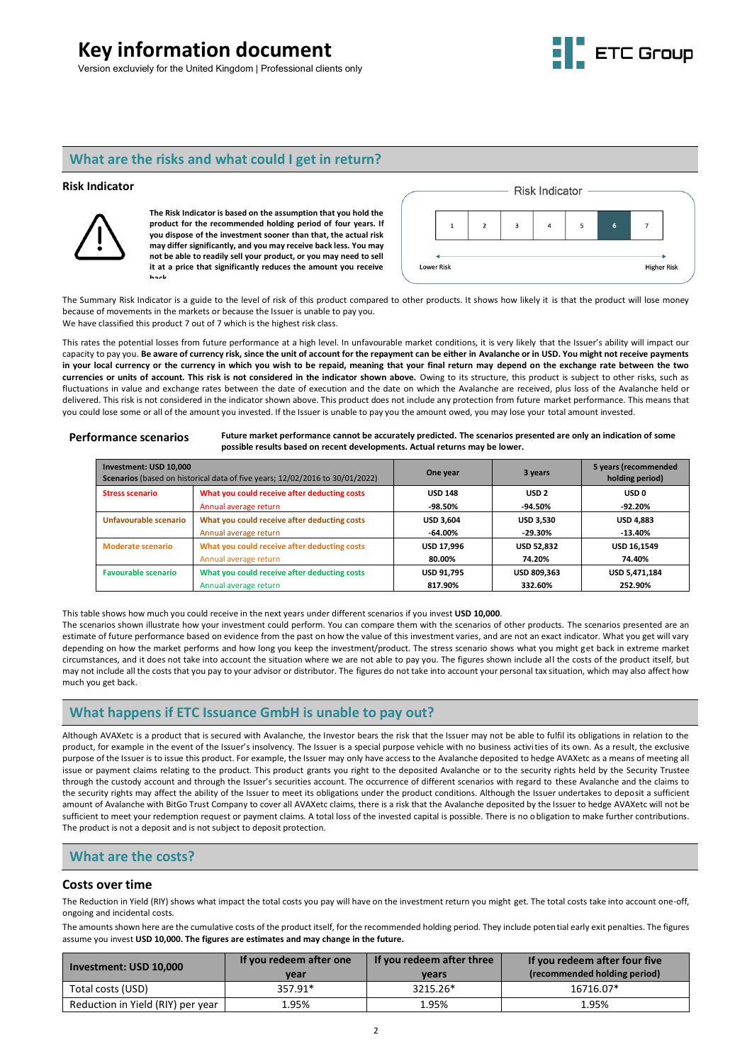# Key information document

Version excluviely for the United Kingdom | Professional clients only

## What are the risks and what could I get in return?

### Risk Indicator

**The Risk Indicator is based on the assumption that you hold the product for the recommended holding period of four years. If you dispose of the investment sooner than that, the actual risk may differ significantly, and you may receive back less. You may not be able to readily sell your product, or you may need to sell it at a price that significantly reduces the amount you receive back.**

Risk Indicator

| 1 | 2 | 3 | 4 | 5 | 6 | 7 |
|---|---|---|---|---|---|---|

Lower Risk — Higher Risk

The Summary Risk Indicator is a guide to the level of risk of this product compared to other products. It shows how likely it is that the product will lose money because of movements in the markets or because the Issuer is unable to pay you.

We have classified this product 7 out of 7 which is the highest risk class.

This rates the potential losses from future performance at a high level. In unfavourable market conditions, it is very likely that the Issuer's ability will impact our capacity to pay you. **Be aware of currency risk, since the unit of account for the repayment can be either in Avalanche or in USD. You might not receive payments in your local currency or the currency in which you wish to be repaid, meaning that your final return may depend on the exchange rate between the two currencies or units of account. This risk is not considered in the indicator shown above.** Owing to its structure, this product is subject to other risks, such as fluctuations in value and exchange rates between the date of execution and the date on which the Avalanche are received, plus loss of the Avalanche held or delivered. This risk is not considered in the indicator shown above. This product does not include any protection from future market performance. This means that you could lose some or all of the amount you invested. If the Issuer is unable to pay you the amount owed, you may lose your total amount invested.

### Performance scenarios

**Future market performance cannot be accurately predicted. The scenarios presented are only an indication of some possible results based on recent developments. Actual returns may be lower.**

| **Investment: USD 10,000** **Scenarios** (based on historical data of five years; 12/02/2016 to 30/01/2022) | | One year | 3 years | 5 years (recommended holding period) |
|---|---|---|---|---|
| **Stress scenario** | **What you could receive after deducting costs** | **USD 148** | **USD 2** | **USD 0** |
| | Annual average return | **-98.50%** | **-94.50%** | **-92.20%** |
| **Unfavourable scenario** | **What you could receive after deducting costs** | **USD 3,604** | **USD 3,530** | **USD 4,883** |
| | Annual average return | **-64.00%** | **-29.30%** | **-13.40%** |
| **Moderate scenario** | **What you could receive after deducting costs** | **USD 17,996** | **USD 52,832** | **USD 16,1549** |
| | Annual average return | **80.00%** | **74.20%** | **74.40%** |
| **Favourable scenario** | **What you could receive after deducting costs** | **USD 91,795** | **USD 809,363** | **USD 5,471,184** |
| | Annual average return | **817.90%** | **332.60%** | **252.90%** |

This table shows how much you could receive in the next years under different scenarios if you invest **USD 10,000**.

The scenarios shown illustrate how your investment could perform. You can compare them with the scenarios of other products. The scenarios presented are an estimate of future performance based on evidence from the past on how the value of this investment varies, and are not an exact indicator. What you get will vary depending on how the market performs and how long you keep the investment/product. The stress scenario shows what you might get back in extreme market circumstances, and it does not take into account the situation where we are not able to pay you. The figures shown include all the costs of the product itself, but may not include all the costs that you pay to your advisor or distributor. The figures do not take into account your personal tax situation, which may also affect how much you get back.

## What happens if ETC Issuance GmbH is unable to pay out?

Although AVAXetc is a product that is secured with Avalanche, the Investor bears the risk that the Issuer may not be able to fulfil its obligations in relation to the product, for example in the event of the Issuer's insolvency. The Issuer is a special purpose vehicle with no business activities of its own. As a result, the exclusive purpose of the Issuer is to issue this product. For example, the Issuer may only have access to the Avalanche deposited to hedge AVAXetc as a means of meeting all issue or payment claims relating to the product. This product grants you right to the deposited Avalanche or to the security rights held by the Security Trustee through the custody account and through the Issuer's securities account. The occurrence of different scenarios with regard to these Avalanche and the claims to the security rights may affect the ability of the Issuer to meet its obligations under the product conditions. Although the Issuer undertakes to deposit a sufficient amount of Avalanche with BitGo Trust Company to cover all AVAXetc claims, there is a risk that the Avalanche deposited by the Issuer to hedge AVAXetc will not be sufficient to meet your redemption request or payment claims. A total loss of the invested capital is possible. There is no obligation to make further contributions. The product is not a deposit and is not subject to deposit protection.

## What are the costs?

### Costs over time

The Reduction in Yield (RIY) shows what impact the total costs you pay will have on the investment return you might get. The total costs take into account one-off, ongoing and incidental costs.

The amounts shown here are the cumulative costs of the product itself, for the recommended holding period. They include potential early exit penalties. The figures assume you invest **USD 10,000. The figures are estimates and may change in the future.**

| Investment: USD 10,000 | If you redeem after one year | If you redeem after three years | If you redeem after four five (recommended holding period) |
|---|---|---|---|
| Total costs (USD) | 357.91* | 3215.26* | 16716.07* |
| Reduction in Yield (RIY) per year | 1.95% | 1.95% | 1.95% |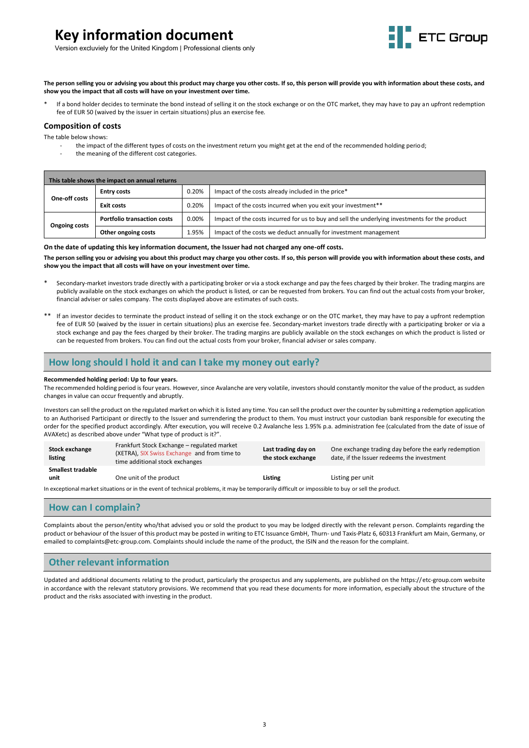# Key information document

Version excluviely for the United Kingdom | Professional clients only

**The person selling you or advising you about this product may charge you other costs. If so, this person will provide you with information about these costs, and show you the impact that all costs will have on your investment over time.**

\* If a bond holder decides to terminate the bond instead of selling it on the stock exchange or on the OTC market, they may have to pay an upfront redemption fee of EUR 50 (waived by the issuer in certain situations) plus an exercise fee.

### Composition of costs

The table below shows:

- the impact of the different types of costs on the investment return you might get at the end of the recommended holding period;
- the meaning of the different cost categories.

| This table shows the impact on annual returns | | | |
|---|---|---|---|
| One-off costs | **Entry costs** | 0.20% | Impact of the costs already included in the price* |
| | **Exit costs** | 0.20% | Impact of the costs incurred when you exit your investment** |
| Ongoing costs | **Portfolio transaction costs** | 0.00% | Impact of the costs incurred for us to buy and sell the underlying investments for the product |
| | **Other ongoing costs** | 1.95% | Impact of the costs we deduct annually for investment management |

**On the date of updating this key information document, the Issuer had not charged any one-off costs.**

**The person selling you or advising you about this product may charge you other costs. If so, this person will provide you with information about these costs, and show you the impact that all costs will have on your investment over time.**

\* Secondary-market investors trade directly with a participating broker or via a stock exchange and pay the fees charged by their broker. The trading margins are publicly available on the stock exchanges on which the product is listed, or can be requested from brokers. You can find out the actual costs from your broker, financial adviser or sales company. The costs displayed above are estimates of such costs.

\*\* If an investor decides to terminate the product instead of selling it on the stock exchange or on the OTC market, they may have to pay a upfront redemption fee of EUR 50 (waived by the issuer in certain situations) plus an exercise fee. Secondary-market investors trade directly with a participating broker or via a stock exchange and pay the fees charged by their broker. The trading margins are publicly available on the stock exchanges on which the product is listed or can be requested from brokers. You can find out the actual costs from your broker, financial adviser or sales company.

## How long should I hold it and can I take my money out early?

**Recommended holding period: Up to four years.**

The recommended holding period is four years. However, since Avalanche are very volatile, investors should constantly monitor the value of the product, as sudden changes in value can occur frequently and abruptly.

Investors can sell the product on the regulated market on which it is listed any time. You can sell the product over the counter by submitting a redemption application to an Authorised Participant or directly to the Issuer and surrendering the product to them. You must instruct your custodian bank responsible for executing the order for the specified product accordingly. After execution, you will receive 0.2 Avalanche less 1.95% p.a. administration fee (calculated from the date of issue of AVAXetc) as described above under "What type of product is it?".

| | | | |
|---|---|---|---|
| **Stock exchange listing** | Frankfurt Stock Exchange – regulated market (XETRA), SIX Swiss Exchange and from time to time additional stock exchanges | **Last trading day on the stock exchange** | One exchange trading day before the early redemption date, if the Issuer redeems the investment |
| **Smallest tradable unit** | One unit of the product | **Listing** | Listing per unit |

In exceptional market situations or in the event of technical problems, it may be temporarily difficult or impossible to buy or sell the product.

## How can I complain?

Complaints about the person/entity who/that advised you or sold the product to you may be lodged directly with the relevant person. Complaints regarding the product or behaviour of the Issuer of this product may be posted in writing to ETC Issuance GmbH, Thurn- und Taxis-Platz 6, 60313 Frankfurt am Main, Germany, or emailed to complaints@etc-group.com. Complaints should include the name of the product, the ISIN and the reason for the complaint.

## Other relevant information

Updated and additional documents relating to the product, particularly the prospectus and any supplements, are published on the https://etc-group.com website in accordance with the relevant statutory provisions. We recommend that you read these documents for more information, especially about the structure of the product and the risks associated with investing in the product.